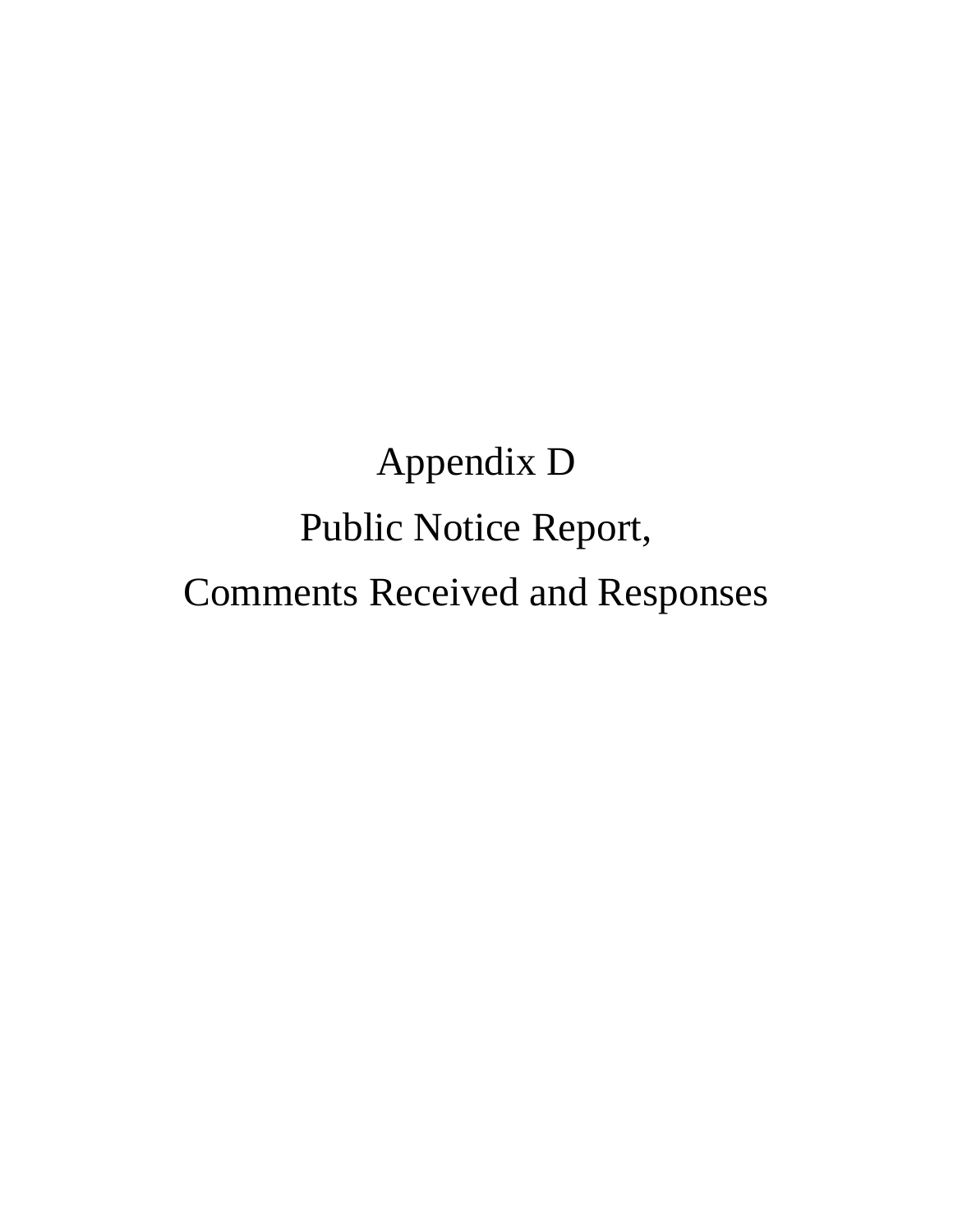# Appendix D

## Public Notice Report,

## Comments Received and Responses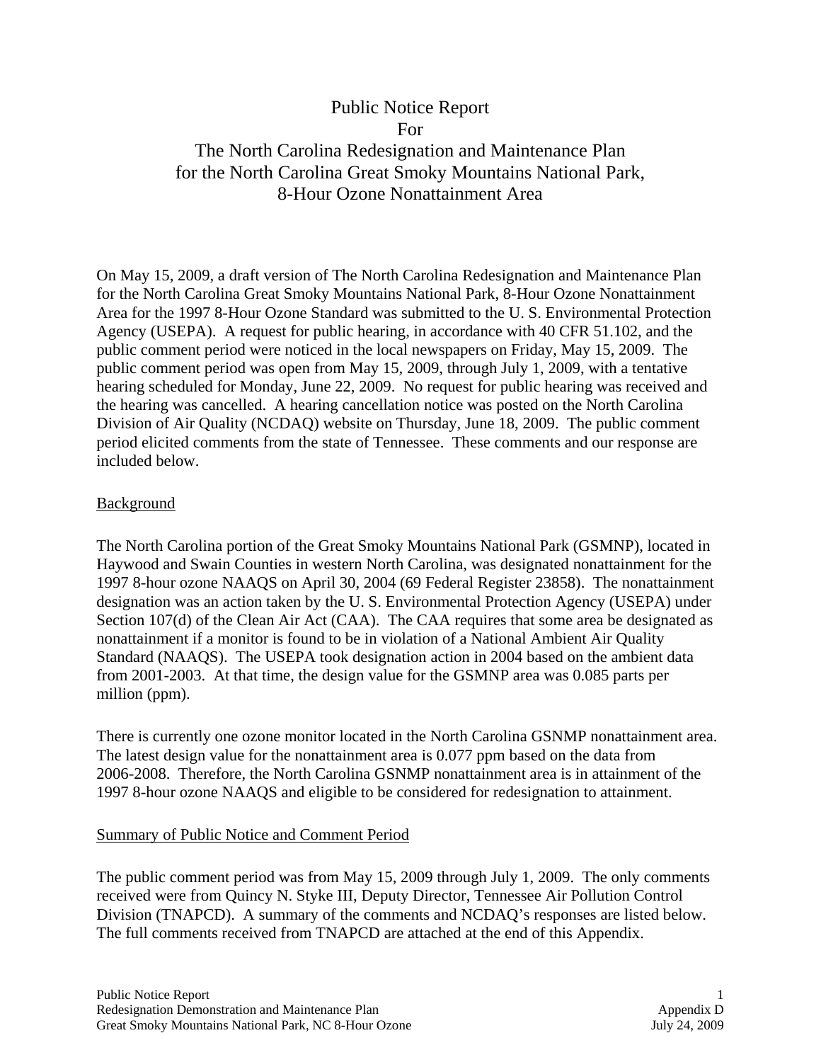# Public Notice Report For The North Carolina Redesignation and Maintenance Plan for the North Carolina Great Smoky Mountains National Park, 8-Hour Ozone Nonattainment Area

On May 15, 2009, a draft version of The North Carolina Redesignation and Maintenance Plan for the North Carolina Great Smoky Mountains National Park, 8-Hour Ozone Nonattainment Area for the 1997 8-Hour Ozone Standard was submitted to the U. S. Environmental Protection Agency (USEPA). A request for public hearing, in accordance with 40 CFR 51.102, and the public comment period were noticed in the local newspapers on Friday, May 15, 2009. The public comment period was open from May 15, 2009, through July 1, 2009, with a tentative hearing scheduled for Monday, June 22, 2009. No request for public hearing was received and the hearing was cancelled. A hearing cancellation notice was posted on the North Carolina Division of Air Quality (NCDAQ) website on Thursday, June 18, 2009. The public comment period elicited comments from the state of Tennessee. These comments and our response are included below.

## Background

The North Carolina portion of the Great Smoky Mountains National Park (GSMNP), located in Haywood and Swain Counties in western North Carolina, was designated nonattainment for the 1997 8-hour ozone NAAQS on April 30, 2004 (69 Federal Register 23858). The nonattainment designation was an action taken by the U. S. Environmental Protection Agency (USEPA) under Section 107(d) of the Clean Air Act (CAA). The CAA requires that some area be designated as nonattainment if a monitor is found to be in violation of a National Ambient Air Quality Standard (NAAQS). The USEPA took designation action in 2004 based on the ambient data from 2001-2003. At that time, the design value for the GSMNP area was 0.085 parts per million (ppm).

There is currently one ozone monitor located in the North Carolina GSNMP nonattainment area. The latest design value for the nonattainment area is 0.077 ppm based on the data from 2006-2008. Therefore, the North Carolina GSNMP nonattainment area is in attainment of the 1997 8-hour ozone NAAQS and eligible to be considered for redesignation to attainment.

## Summary of Public Notice and Comment Period

The public comment period was from May 15, 2009 through July 1, 2009. The only comments received were from Quincy N. Styke III, Deputy Director, Tennessee Air Pollution Control Division (TNAPCD). A summary of the comments and NCDAQ's responses are listed below. The full comments received from TNAPCD are attached at the end of this Appendix.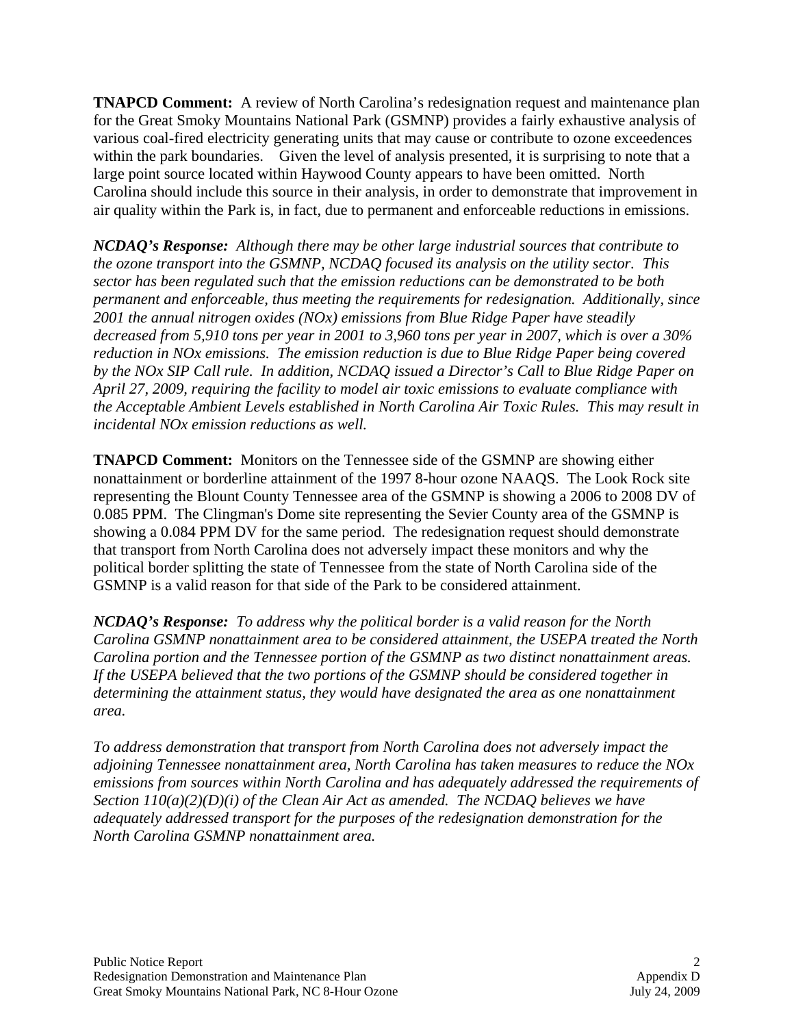**TNAPCD Comment:** A review of North Carolina's redesignation request and maintenance plan for the Great Smoky Mountains National Park (GSMNP) provides a fairly exhaustive analysis of various coal-fired electricity generating units that may cause or contribute to ozone exceedences within the park boundaries. Given the level of analysis presented, it is surprising to note that a large point source located within Haywood County appears to have been omitted. North Carolina should include this source in their analysis, in order to demonstrate that improvement in air quality within the Park is, in fact, due to permanent and enforceable reductions in emissions.

***NCDAQ's Response:*** *Although there may be other large industrial sources that contribute to the ozone transport into the GSMNP, NCDAQ focused its analysis on the utility sector. This sector has been regulated such that the emission reductions can be demonstrated to be both permanent and enforceable, thus meeting the requirements for redesignation. Additionally, since 2001 the annual nitrogen oxides (NOx) emissions from Blue Ridge Paper have steadily decreased from 5,910 tons per year in 2001 to 3,960 tons per year in 2007, which is over a 30% reduction in NOx emissions. The emission reduction is due to Blue Ridge Paper being covered by the NOx SIP Call rule. In addition, NCDAQ issued a Director's Call to Blue Ridge Paper on April 27, 2009, requiring the facility to model air toxic emissions to evaluate compliance with the Acceptable Ambient Levels established in North Carolina Air Toxic Rules. This may result in incidental NOx emission reductions as well.*

**TNAPCD Comment:** Monitors on the Tennessee side of the GSMNP are showing either nonattainment or borderline attainment of the 1997 8-hour ozone NAAQS. The Look Rock site representing the Blount County Tennessee area of the GSMNP is showing a 2006 to 2008 DV of 0.085 PPM. The Clingman's Dome site representing the Sevier County area of the GSMNP is showing a 0.084 PPM DV for the same period. The redesignation request should demonstrate that transport from North Carolina does not adversely impact these monitors and why the political border splitting the state of Tennessee from the state of North Carolina side of the GSMNP is a valid reason for that side of the Park to be considered attainment.

***NCDAQ's Response:*** *To address why the political border is a valid reason for the North Carolina GSMNP nonattainment area to be considered attainment, the USEPA treated the North Carolina portion and the Tennessee portion of the GSMNP as two distinct nonattainment areas. If the USEPA believed that the two portions of the GSMNP should be considered together in determining the attainment status, they would have designated the area as one nonattainment area.*

*To address demonstration that transport from North Carolina does not adversely impact the adjoining Tennessee nonattainment area, North Carolina has taken measures to reduce the NOx emissions from sources within North Carolina and has adequately addressed the requirements of Section 110(a)(2)(D)(i) of the Clean Air Act as amended. The NCDAQ believes we have adequately addressed transport for the purposes of the redesignation demonstration for the North Carolina GSMNP nonattainment area.*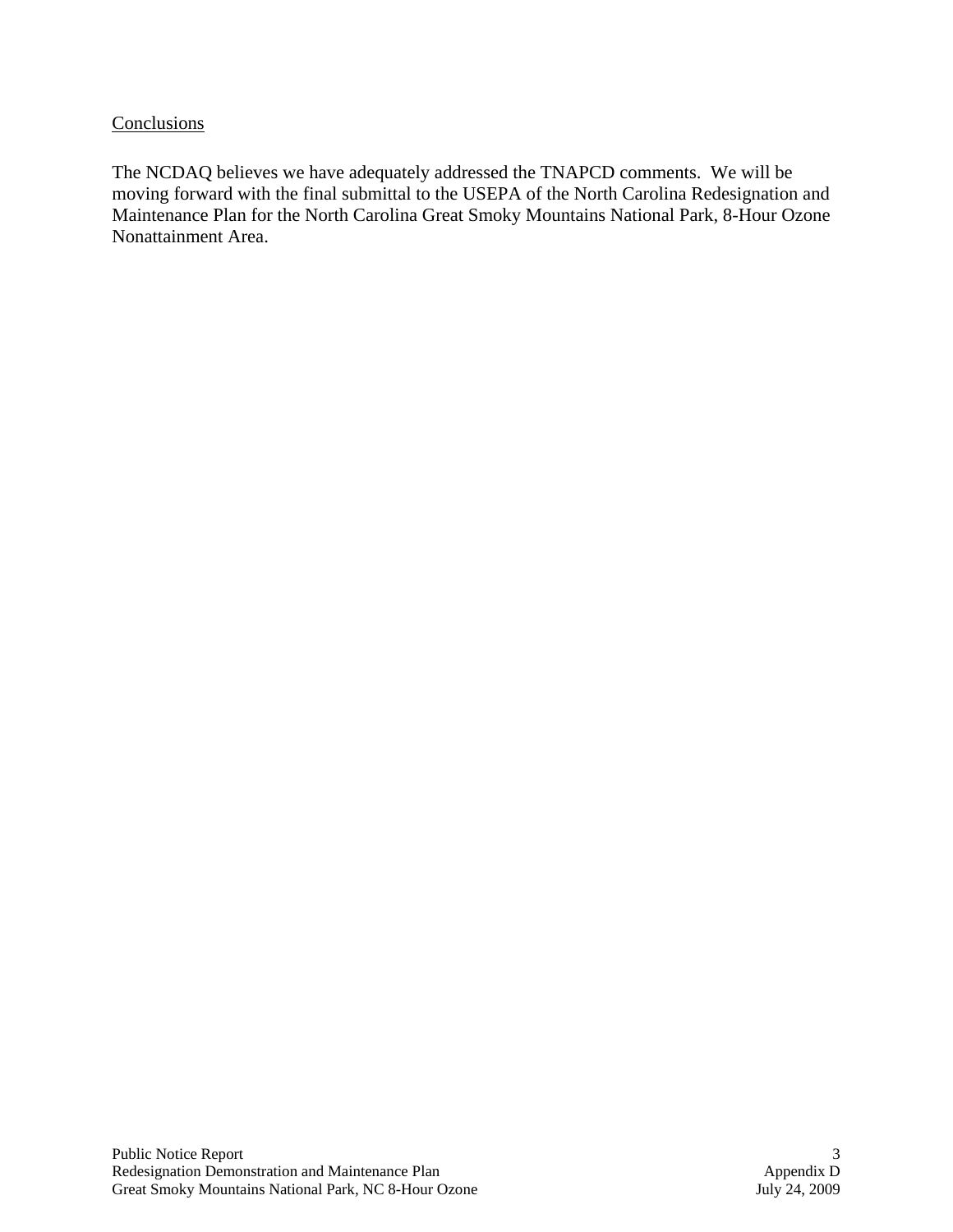## Conclusions

The NCDAQ believes we have adequately addressed the TNAPCD comments. We will be moving forward with the final submittal to the USEPA of the North Carolina Redesignation and Maintenance Plan for the North Carolina Great Smoky Mountains National Park, 8-Hour Ozone Nonattainment Area.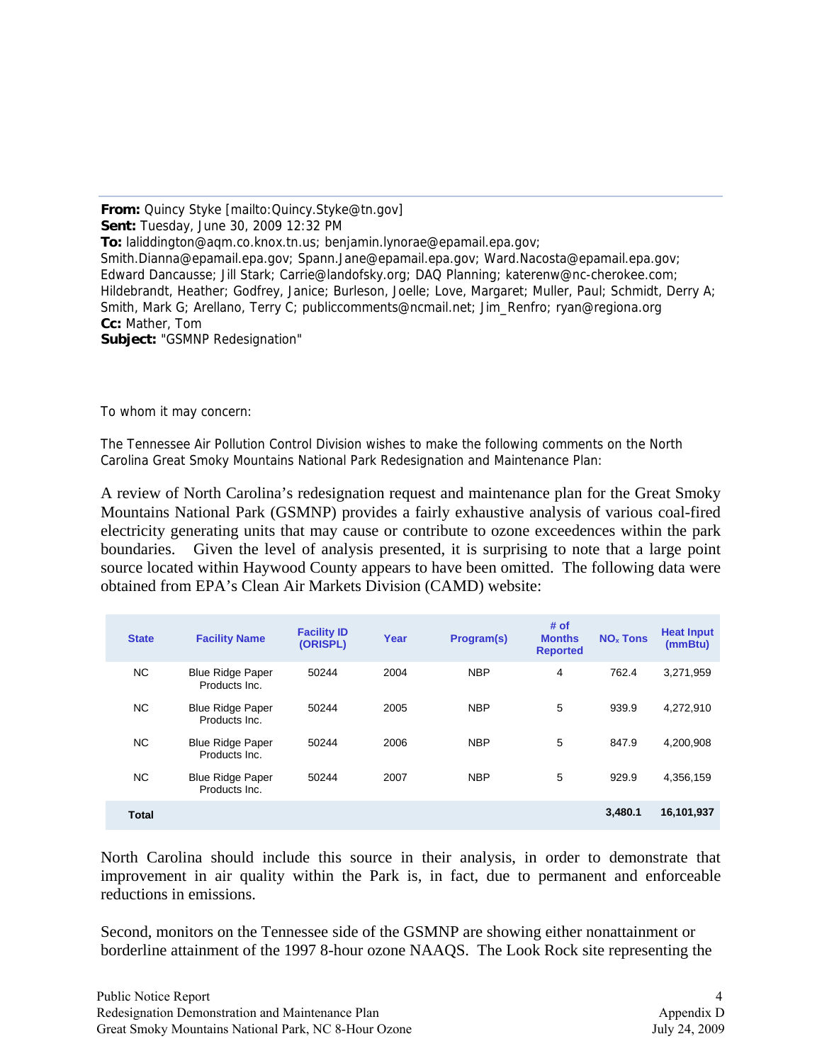**From:** Quincy Styke [mailto:Quincy.Styke@tn.gov]
**Sent:** Tuesday, June 30, 2009 12:32 PM
**To:** laliddington@aqm.co.knox.tn.us; benjamin.lynorae@epamail.epa.gov; Smith.Dianna@epamail.epa.gov; Spann.Jane@epamail.epa.gov; Ward.Nacosta@epamail.epa.gov; Edward Dancausse; Jill Stark; Carrie@landofsky.org; DAQ Planning; katerenw@nc-cherokee.com; Hildebrandt, Heather; Godfrey, Janice; Burleson, Joelle; Love, Margaret; Muller, Paul; Schmidt, Derry A; Smith, Mark G; Arellano, Terry C; publiccomments@ncmail.net; Jim_Renfro; ryan@regiona.org
**Cc:** Mather, Tom
**Subject:** "GSMNP Redesignation"

To whom it may concern:

The Tennessee Air Pollution Control Division wishes to make the following comments on the North Carolina Great Smoky Mountains National Park Redesignation and Maintenance Plan:

A review of North Carolina's redesignation request and maintenance plan for the Great Smoky Mountains National Park (GSMNP) provides a fairly exhaustive analysis of various coal-fired electricity generating units that may cause or contribute to ozone exceedences within the park boundaries. Given the level of analysis presented, it is surprising to note that a large point source located within Haywood County appears to have been omitted. The following data were obtained from EPA's Clean Air Markets Division (CAMD) website:

| State | Facility Name | Facility ID (ORISPL) | Year | Program(s) | # of Months Reported | $NO_x$ Tons | Heat Input (mmBtu) |
|---|---|---|---|---|---|---|---|
| NC | Blue Ridge Paper Products Inc. | 50244 | 2004 | NBP | 4 | 762.4 | 3,271,959 |
| NC | Blue Ridge Paper Products Inc. | 50244 | 2005 | NBP | 5 | 939.9 | 4,272,910 |
| NC | Blue Ridge Paper Products Inc. | 50244 | 2006 | NBP | 5 | 847.9 | 4,200,908 |
| NC | Blue Ridge Paper Products Inc. | 50244 | 2007 | NBP | 5 | 929.9 | 4,356,159 |
| **Total** | | | | | | **3,480.1** | **16,101,937** |

North Carolina should include this source in their analysis, in order to demonstrate that improvement in air quality within the Park is, in fact, due to permanent and enforceable reductions in emissions.

Second, monitors on the Tennessee side of the GSMNP are showing either nonattainment or borderline attainment of the 1997 8-hour ozone NAAQS. The Look Rock site representing the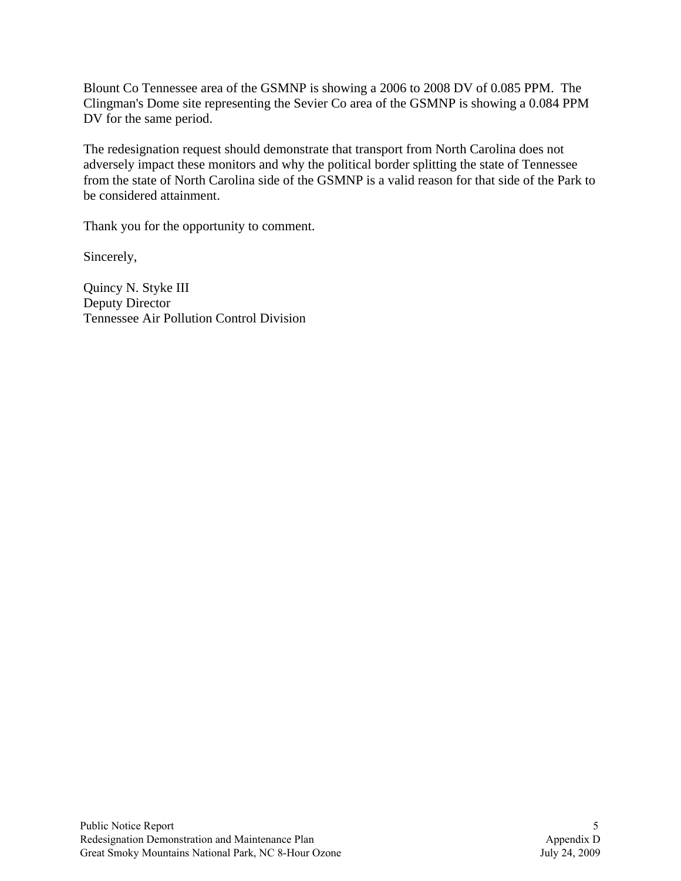Blount Co Tennessee area of the GSMNP is showing a 2006 to 2008 DV of 0.085 PPM. The Clingman's Dome site representing the Sevier Co area of the GSMNP is showing a 0.084 PPM DV for the same period.

The redesignation request should demonstrate that transport from North Carolina does not adversely impact these monitors and why the political border splitting the state of Tennessee from the state of North Carolina side of the GSMNP is a valid reason for that side of the Park to be considered attainment.

Thank you for the opportunity to comment.

Sincerely,

Quincy N. Styke III
Deputy Director
Tennessee Air Pollution Control Division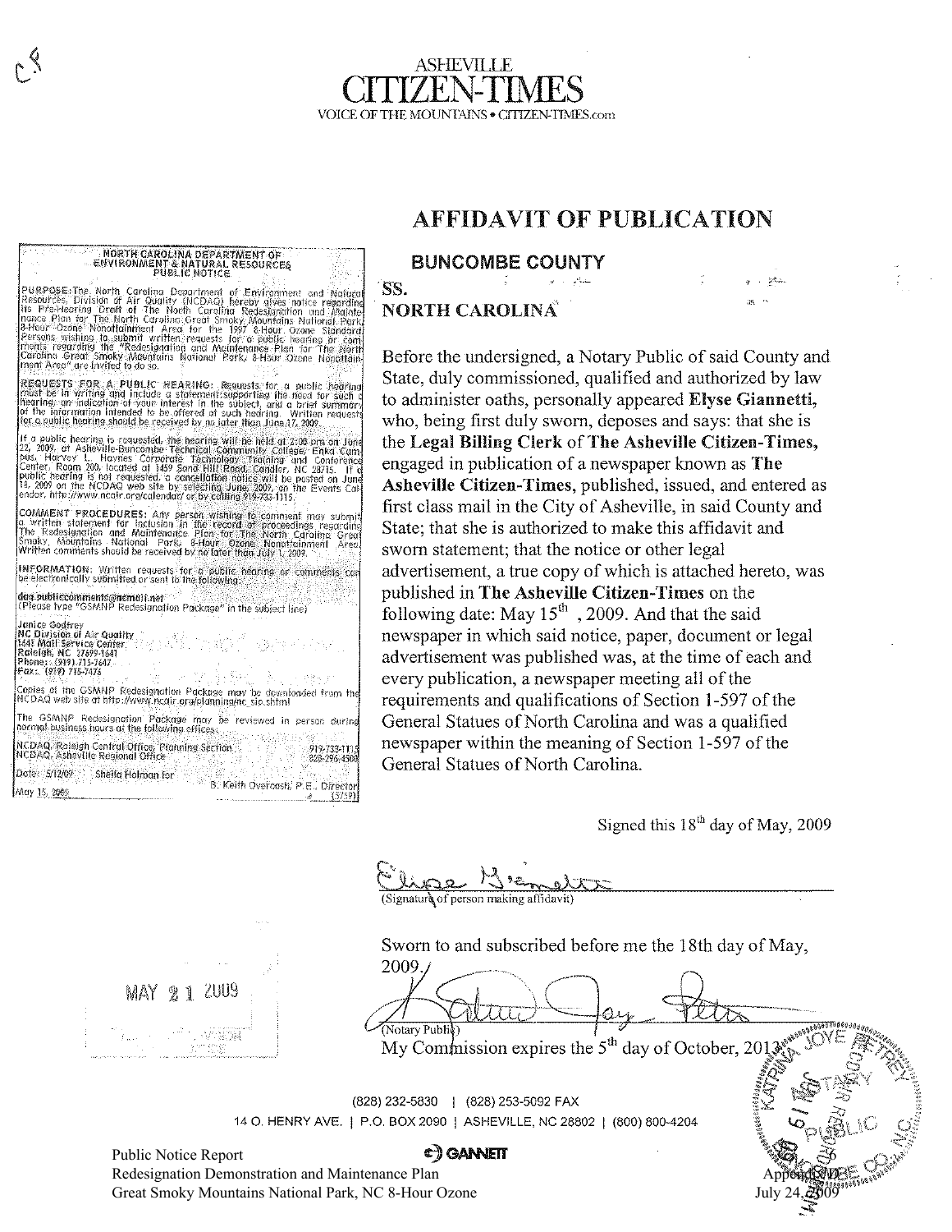ASHEVILLE
# CITIZEN-TIMES
VOICE OF THE MOUNTAINS • CITIZEN-TIMES.com

**NORTH CAROLINA DEPARTMENT OF ENVIRONMENT & NATURAL RESOURCES PUBLIC NOTICE**

**PURPOSE:** The North Carolina Department of Environment and Natural Resources, Division of Air Quality (NCDAQ) hereby gives notice regarding its Pre-Hearing Draft of The North Carolina Redesignation and Maintenance Plan for The North Carolina Great Smoky Mountains National Park 8-Hour Ozone Nonattainment Area for the 1997 8-Hour Ozone Standard. Persons wishing to submit written requests for a public hearing or comments regarding the "Redesignation and Maintenance Plan for The North Carolina Great Smoky Mountains National Park, 8-Hour Ozone Nonattainment Area" are invited to do so.

**REQUESTS FOR A PUBLIC HEARING:** Requests for a public hearing must be in writing and include a statement supporting the need for such a hearing, an indication of your interest in the subject, and a brief summary of the information intended to be offered at such hearing. Written requests for a public hearing should be received by no later than June 17, 2009.

If a public hearing is requested, the hearing will be held at 2:00 pm on June 22, 2009, at Asheville-Buncombe Technical Community College, Enka Campus, Harvey L. Haynes Corporate Technology Training and Conference Center, Room 200, located at 1459 Sand Hill Road, Candler, NC 28715. If a public hearing is not requested, a cancellation notice will be posted on June 18, 2009 on the NCDAQ web site by selecting June, 2009, on the Events Calendar, http://www.ncair.org/calendar/ or by calling 919-733-1115.

**COMMENT PROCEDURES:** Any person wishing to comment may submit a written statement for inclusion in the record of proceedings regarding The Redesignation and Maintenance Plan for The North Carolina Great Smoky Mountains National Park, 8-Hour Ozone Nonattainment Area. Written comments should be received by no later than July 1, 2009.

**INFORMATION:** Written requests for a public hearing or comments can be electronically submitted or sent to the following:

daq.publiccomments@ncmail.net
(Please type "GSMNP Redesignation Package" in the subject line)

Janice Godfrey
NC Division of Air Quality
1641 Mail Service Center
Raleigh, NC 27699-1641
Phone: (919) 715-7647
Fax: (919) 715-7476

Copies of the GSMNP Redesignation Package may be downloaded from the NCDAQ web site at http://www.ncair.org/planning/nc_sip.shtml

The GSMNP Redesignation Package may be reviewed in person during normal business hours at the following offices:

NCDAQ, Raleigh Central Office, Planning Section 919-733-1115
NCDAQ, Asheville Regional Office 828-296-4500

Date: 5/12/09 Sheila Holman for B. Keith Overcash, P.E., Director
May 15, 2009 (5759)

## AFFIDAVIT OF PUBLICATION

**BUNCOMBE COUNTY**
SS.
**NORTH CAROLINA**

Before the undersigned, a Notary Public of said County and State, duly commissioned, qualified and authorized by law to administer oaths, personally appeared **Elyse Giannetti,** who, being first duly sworn, deposes and says: that she is the **Legal Billing Clerk** of **The Asheville Citizen-Times,** engaged in publication of a newspaper known as **The Asheville Citizen-Times,** published, issued, and entered as first class mail in the City of Asheville, in said County and State; that she is authorized to make this affidavit and sworn statement; that the notice or other legal advertisement, a true copy of which is attached hereto, was published in **The Asheville Citizen-Times** on the following date: May 15th , 2009. And that the said newspaper in which said notice, paper, document or legal advertisement was published was, at the time of each and every publication, a newspaper meeting all of the requirements and qualifications of Section 1-597 of the General Statues of North Carolina and was a qualified newspaper within the meaning of Section 1-597 of the General Statues of North Carolina.

Signed this 18th day of May, 2009

(Signature of person making affidavit)

Sworn to and subscribed before me the 18th day of May, 2009.

(Notary Public)
My Commission expires the 5th day of October, 2013

MAY 21 2009

(828) 232-5830 | (828) 253-5092 FAX
14 O. HENRY AVE. | P.O. BOX 2090 | ASHEVILLE, NC 28802 | (800) 800-4204

GANNETT

Public Notice Report
Redesignation Demonstration and Maintenance Plan
Great Smoky Mountains National Park, NC 8-Hour Ozone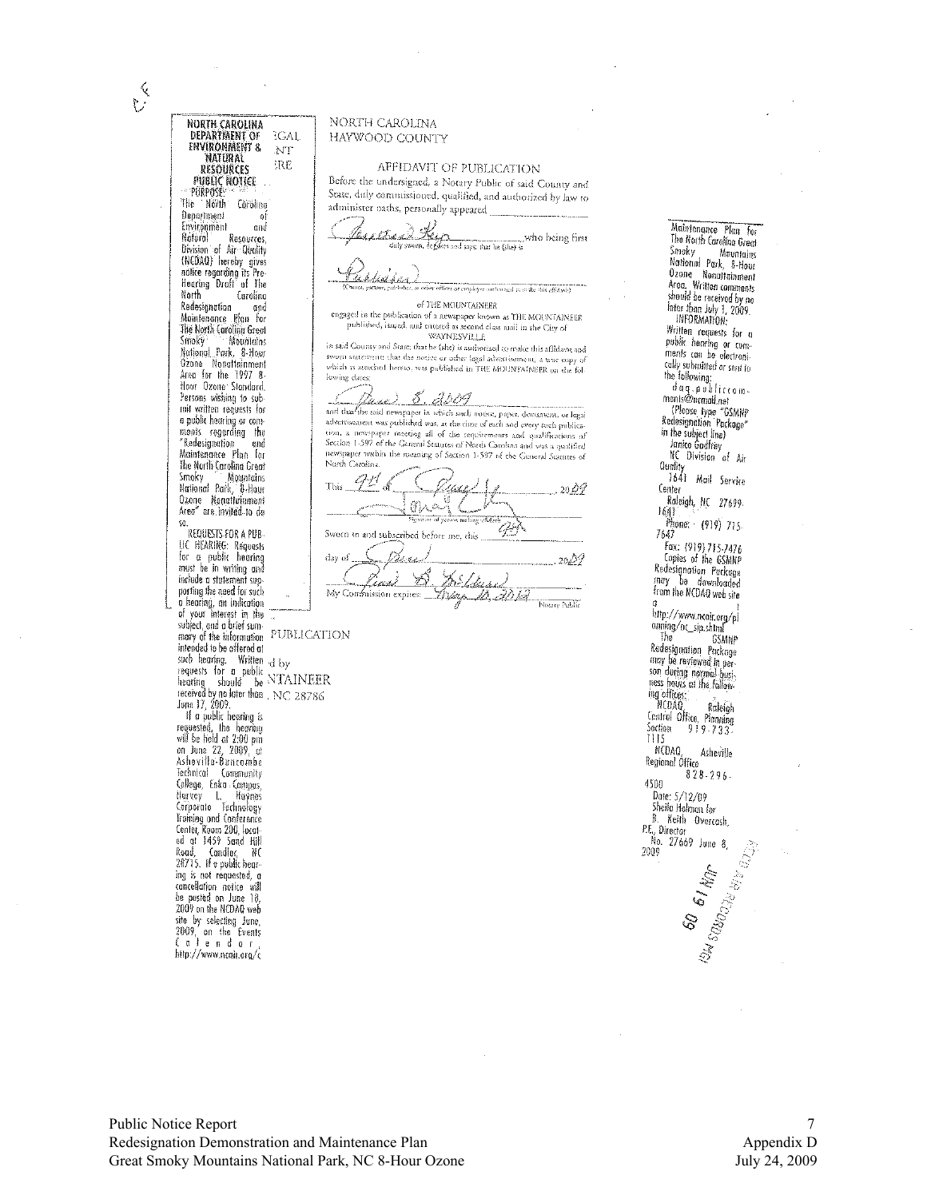NORTH CAROLINA DEPARTMENT OF ENVIRONMENT & NATURAL RESOURCES

PUBLIC NOTICE

PURPOSE: The North Carolina Department of Environment and Natural Resources, Division of Air Quality (NCDAQ) hereby gives notice regarding its Pre-Hearing Draft of The North Carolina Redesignation and Maintenance Plan for The North Carolina Great Smoky Mountains National Park, 8-Hour Ozone Nonattainment Area for the 1997 8-Hour Ozone Standard. Persons wishing to submit written requests for a public hearing or comments regarding the "Redesignation and Maintenance Plan for The North Carolina Great Smoky Mountains National Park, 8-Hour Ozone Nonattainment Area" are invited to do so.

REQUESTS FOR A PUBLIC HEARING: Requests for a public hearing must be in writing and include a statement supporting the need for such a hearing, an indication of your interest in the subject, and a brief summary of the information intended to be offered at such hearing. Written requests for a public hearing should be received by no later than June 17, 2009.

If a public hearing is requested, the hearing will be held at 2:00 pm on June 22, 2009, at Asheville-Buncombe Technical Community College, Enka Campus, Harvey L. Haynes Corporate Technology Training and Conference Center, Room 200, located at 1459 Sand Hill Road, Candler, NC 28715. If a public hearing is not requested, a cancellation notice will be posted on June 18, 2009 on the NCDAQ web site by selecting June, 2009, on the Events Calendar, http://www.ncair.org/c

Maintenance Plan for The North Carolina Great Smoky Mountains National Park, 8-Hour Ozone Nonattainment Area. Written comments should be received by no later than July 1, 2009.

INFORMATION: Written requests for a public hearing or comments can be electronically submitted or sent to the following:

daq.publiccomments@ncmail.net

(Please type "GSMNP Redesignation Package" in the subject line)

Janice Godfrey
NC Division of Air Quality
1641 Mail Service Center
Raleigh, NC 27699-1641
Phone: (919) 715-7647
Fax: (919) 715-7476

Copies of the GSMNP Redesignation Package may be downloaded from the NCDAQ web site at http://www.ncair.org/planning/nc_sip.shtml

The GSMNP Redesignation Package may be reviewed in person during normal business hours at the following offices:

NCDAQ, Raleigh Central Office, Planning Section 919-733-1115

NCDAQ, Asheville Regional Office 828-296-4500

Date: 5/12/09
Sheila Holman for B. Keith Overcash, P.E., Director

No. 27669 June 8, 2009

---

NORTH CAROLINA
HAYWOOD COUNTY

AFFIDAVIT OF PUBLICATION

Before the undersigned, a Notary Public of said County and State, duly commissioned, qualified, and authorized by law to administer oaths, personally appeared [signature] who being first duly sworn, deposes and says: that he (she) is [Publisher] (Owner, partner, publisher, or other officer or employee authorized to make this affidavit) of THE MOUNTAINEER engaged in the publication of a newspaper known as THE MOUNTAINEER published, issued, and entered as second class mail in the City of WAYNESVILLE in said County and State; that he (she) is authorized to make this affidavit and sworn statement; that the notice or other legal advertisement, a true copy of which is attached hereto, was published in THE MOUNTAINEER on the following dates:

June 8, 2009

and that the said newspaper in which such notice, paper, document, or legal advertisement was published was, at the time of each and every such publication, a newspaper meeting all of the requirements and qualifications of Section 1-597 of the General Statutes of North Carolina and was a qualified newspaper within the meaning of Section 1-597 of the General Statutes of North Carolina.

This 9th of June, 2009

[signature]
(Signature of person making affidavit)

Sworn to and subscribed before me, this 9th day of June, 2009

[signature]
Notary Public

My Commission expires: May 10, 2012

JUN 19 09
NCDA AIR RECORDS